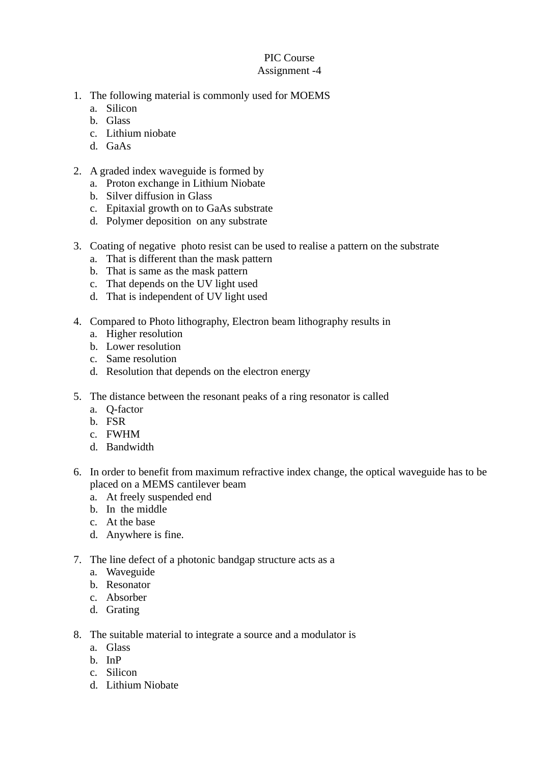PIC Course

Assignment -4

1. The following material is commonly used for MOEMS
   a. Silicon
   b. Glass
   c. Lithium niobate
   d. GaAs

2. A graded index waveguide is formed by
   a. Proton exchange in Lithium Niobate
   b. Silver diffusion in Glass
   c. Epitaxial growth on to GaAs substrate
   d. Polymer deposition on any substrate

3. Coating of negative photo resist can be used to realise a pattern on the substrate
   a. That is different than the mask pattern
   b. That is same as the mask pattern
   c. That depends on the UV light used
   d. That is independent of UV light used

4. Compared to Photo lithography, Electron beam lithography results in
   a. Higher resolution
   b. Lower resolution
   c. Same resolution
   d. Resolution that depends on the electron energy

5. The distance between the resonant peaks of a ring resonator is called
   a. Q-factor
   b. FSR
   c. FWHM
   d. Bandwidth

6. In order to benefit from maximum refractive index change, the optical waveguide has to be placed on a MEMS cantilever beam
   a. At freely suspended end
   b. In the middle
   c. At the base
   d. Anywhere is fine.

7. The line defect of a photonic bandgap structure acts as a
   a. Waveguide
   b. Resonator
   c. Absorber
   d. Grating

8. The suitable material to integrate a source and a modulator is
   a. Glass
   b. InP
   c. Silicon
   d. Lithium Niobate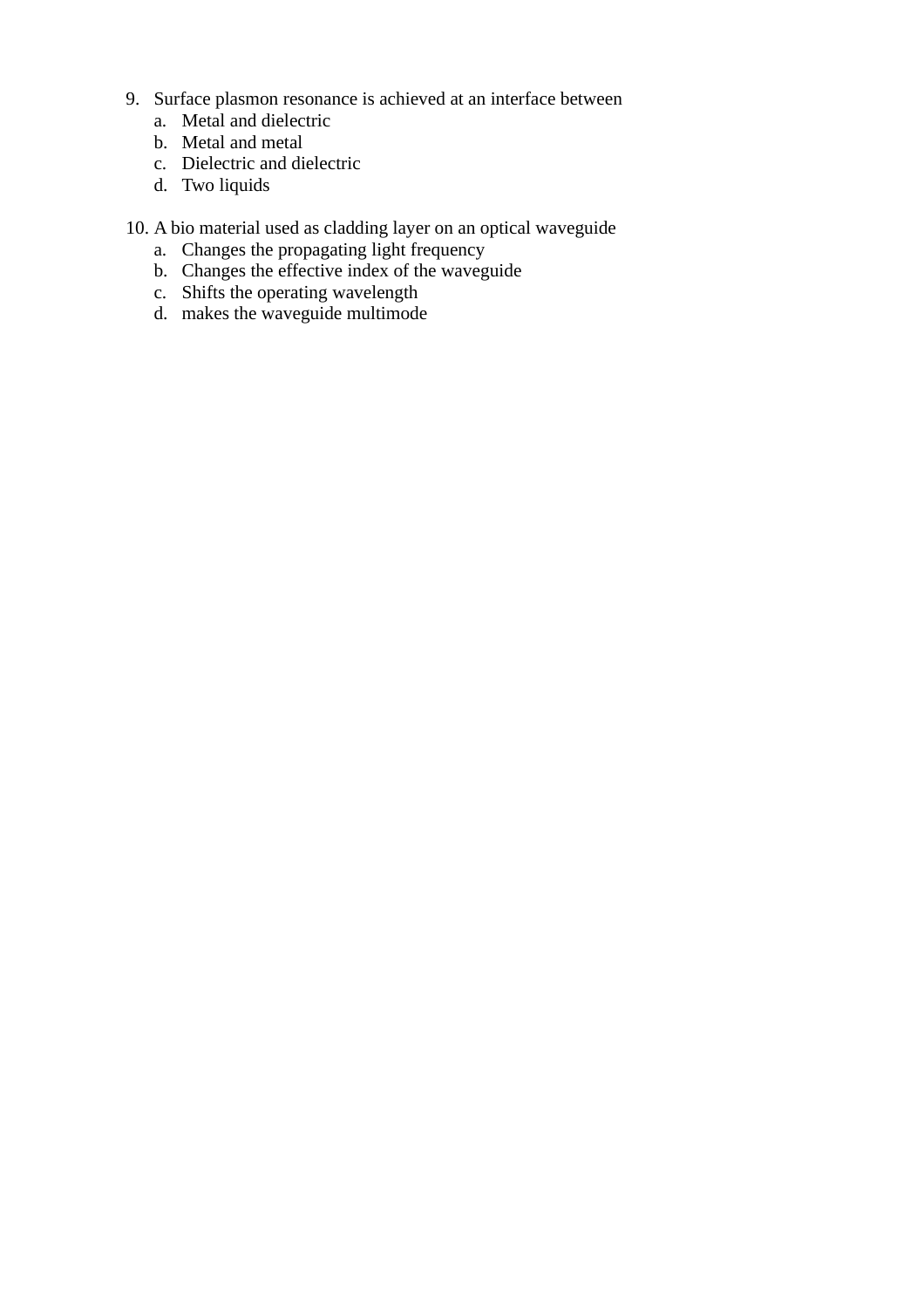9. Surface plasmon resonance is achieved at an interface between
   a. Metal and dielectric
   b. Metal and metal
   c. Dielectric and dielectric
   d. Two liquids

10. A bio material used as cladding layer on an optical waveguide
    a. Changes the propagating light frequency
    b. Changes the effective index of the waveguide
    c. Shifts the operating wavelength
    d. makes the waveguide multimode